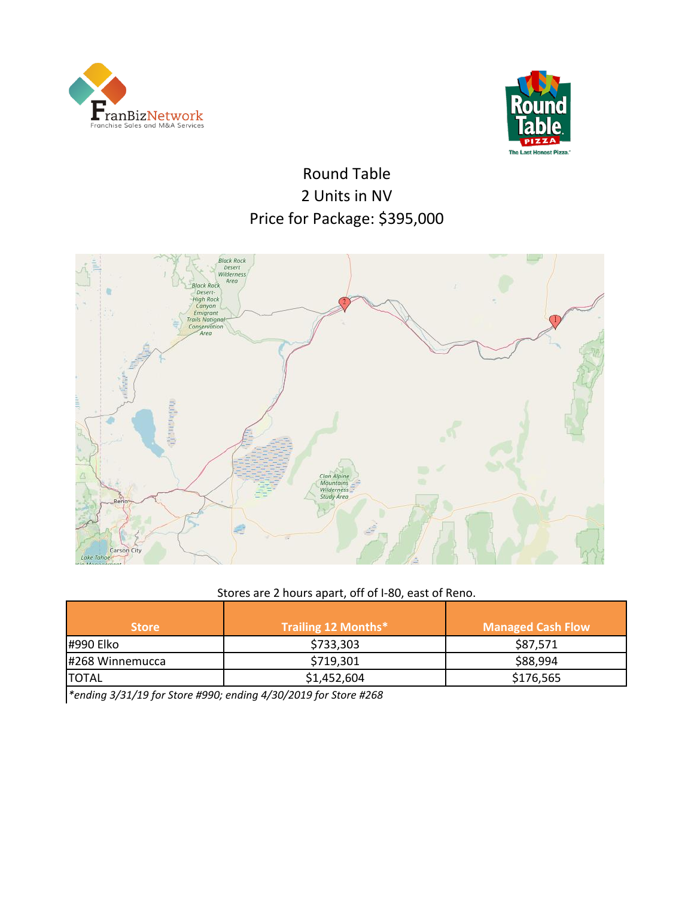# Round Table
## 2 Units in NV
## Price for Package: $395,000

Stores are 2 hours apart, off of I-80, east of Reno.

| Store | Trailing 12 Months* | Managed Cash Flow |
|---|---|---|
| #990 Elko | $733,303 | $87,571 |
| #268 Winnemucca | $719,301 | $88,994 |
| TOTAL | $1,452,604 | $176,565 |

*\*ending 3/31/19 for Store #990; ending 4/30/2019 for Store #268*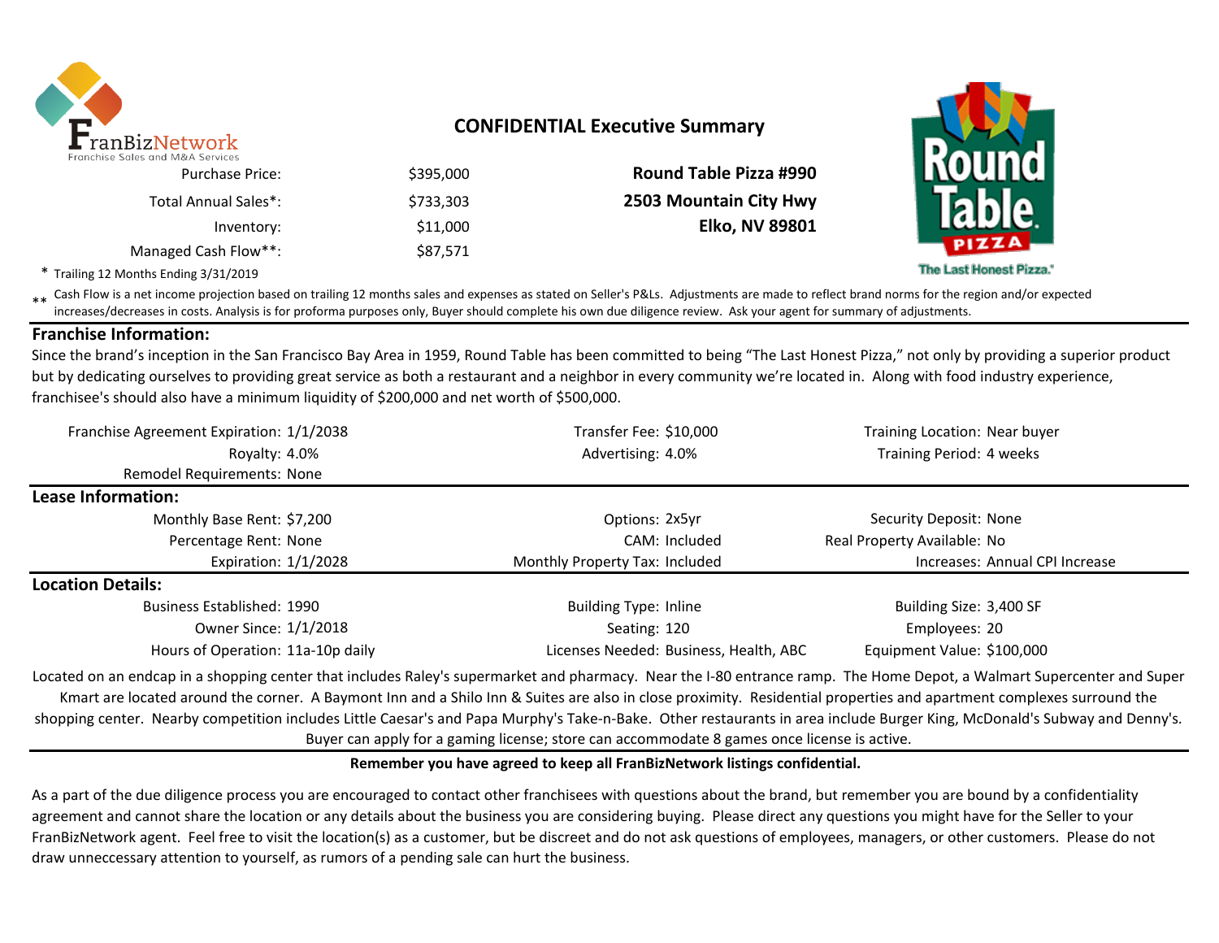FranBizNetwork
Franchise Sales and M&A Services

## CONFIDENTIAL Executive Summary

| | | |
|---|---|---|
| Purchase Price: | $395,000 | **Round Table Pizza #990** |
| Total Annual Sales*: | $733,303 | **2503 Mountain City Hwy** |
| Inventory: | $11,000 | **Elko, NV 89801** |
| Managed Cash Flow**: | $87,571 | |

Round Table Pizza
The Last Honest Pizza.®

\* Trailing 12 Months Ending 3/31/2019

\*\* Cash Flow is a net income projection based on trailing 12 months sales and expenses as stated on Seller's P&Ls. Adjustments are made to reflect brand norms for the region and/or expected increases/decreases in costs. Analysis is for proforma purposes only, Buyer should complete his own due diligence review. Ask your agent for summary of adjustments.

### Franchise Information:

Since the brand's inception in the San Francisco Bay Area in 1959, Round Table has been committed to being "The Last Honest Pizza," not only by providing a superior product but by dedicating ourselves to providing great service as both a restaurant and a neighbor in every community we're located in. Along with food industry experience, franchisee's should also have a minimum liquidity of $200,000 and net worth of $500,000.

| | | | | | |
|---|---|---|---|---|---|
| Franchise Agreement Expiration: | 1/1/2038 | Transfer Fee: | $10,000 | Training Location: | Near buyer |
| Royalty: | 4.0% | Advertising: | 4.0% | Training Period: | 4 weeks |
| Remodel Requirements: | None | | | | |

### Lease Information:

| | | | | | |
|---|---|---|---|---|---|
| Monthly Base Rent: | $7,200 | Options: | 2x5yr | Security Deposit: | None |
| Percentage Rent: | None | CAM: | Included | Real Property Available: | No |
| Expiration: | 1/1/2028 | Monthly Property Tax: | Included | Increases: | Annual CPI Increase |

### Location Details:

| | | | | | |
|---|---|---|---|---|---|
| Business Established: | 1990 | Building Type: | Inline | Building Size: | 3,400 SF |
| Owner Since: | 1/1/2018 | Seating: | 120 | Employees: | 20 |
| Hours of Operation: | 11a-10p daily | Licenses Needed: | Business, Health, ABC | Equipment Value: | $100,000 |

Located on an endcap in a shopping center that includes Raley's supermarket and pharmacy. Near the I-80 entrance ramp. The Home Depot, a Walmart Supercenter and Super Kmart are located around the corner. A Baymont Inn and a Shilo Inn & Suites are also in close proximity. Residential properties and apartment complexes surround the shopping center. Nearby competition includes Little Caesar's and Papa Murphy's Take-n-Bake. Other restaurants in area include Burger King, McDonald's Subway and Denny's. Buyer can apply for a gaming license; store can accommodate 8 games once license is active.

**Remember you have agreed to keep all FranBizNetwork listings confidential.**

As a part of the due diligence process you are encouraged to contact other franchisees with questions about the brand, but remember you are bound by a confidentiality agreement and cannot share the location or any details about the business you are considering buying. Please direct any questions you might have for the Seller to your FranBizNetwork agent. Feel free to visit the location(s) as a customer, but be discreet and do not ask questions of employees, managers, or other customers. Please do not draw unneccessary attention to yourself, as rumors of a pending sale can hurt the business.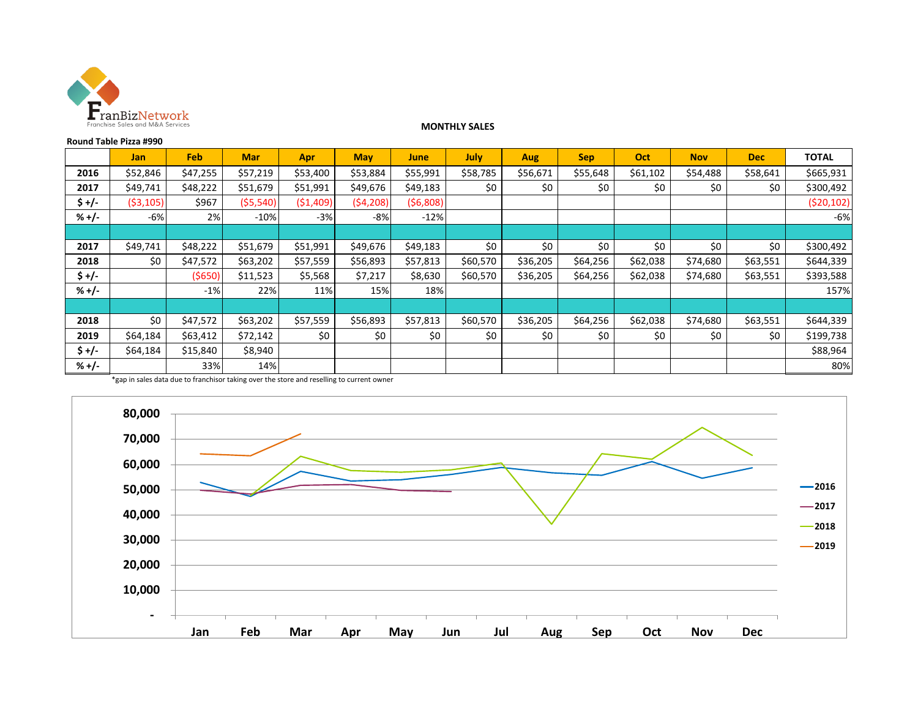FranBizNetwork
Franchise Sales and M&A Services

**MONTHLY SALES**

**Round Table Pizza #990**

| | Jan | Feb | Mar | Apr | May | June | July | Aug | Sep | Oct | Nov | Dec | TOTAL |
|---|---|---|---|---|---|---|---|---|---|---|---|---|---|
| **2016** | $52,846 | $47,255 | $57,219 | $53,400 | $53,884 | $55,991 | $58,785 | $56,671 | $55,648 | $61,102 | $54,488 | $58,641 | $665,931 |
| **2017** | $49,741 | $48,222 | $51,679 | $51,991 | $49,676 | $49,183 | $0 | $0 | $0 | $0 | $0 | $0 | $300,492 |
| **$ +/-** | ($3,105) | $967 | ($5,540) | ($1,409) | ($4,208) | ($6,808) | | | | | | | ($20,102) |
| **% +/-** | -6% | 2% | -10% | -3% | -8% | -12% | | | | | | | -6% |
| | | | | | | | | | | | | | |
| **2017** | $49,741 | $48,222 | $51,679 | $51,991 | $49,676 | $49,183 | $0 | $0 | $0 | $0 | $0 | $0 | $300,492 |
| **2018** | $0 | $47,572 | $63,202 | $57,559 | $56,893 | $57,813 | $60,570 | $36,205 | $64,256 | $62,038 | $74,680 | $63,551 | $644,339 |
| **$ +/-** | | ($650) | $11,523 | $5,568 | $7,217 | $8,630 | $60,570 | $36,205 | $64,256 | $62,038 | $74,680 | $63,551 | $393,588 |
| **% +/-** | | -1% | 22% | 11% | 15% | 18% | | | | | | | 157% |
| | | | | | | | | | | | | | |
| **2018** | $0 | $47,572 | $63,202 | $57,559 | $56,893 | $57,813 | $60,570 | $36,205 | $64,256 | $62,038 | $74,680 | $63,551 | $644,339 |
| **2019** | $64,184 | $63,412 | $72,142 | $0 | $0 | $0 | $0 | $0 | $0 | $0 | $0 | $0 | $199,738 |
| **$ +/-** | $64,184 | $15,840 | $8,940 | | | | | | | | | | $88,964 |
| **% +/-** | | 33% | 14% | | | | | | | | | | 80% |

*gap in sales data due to franchisor taking over the store and reselling to current owner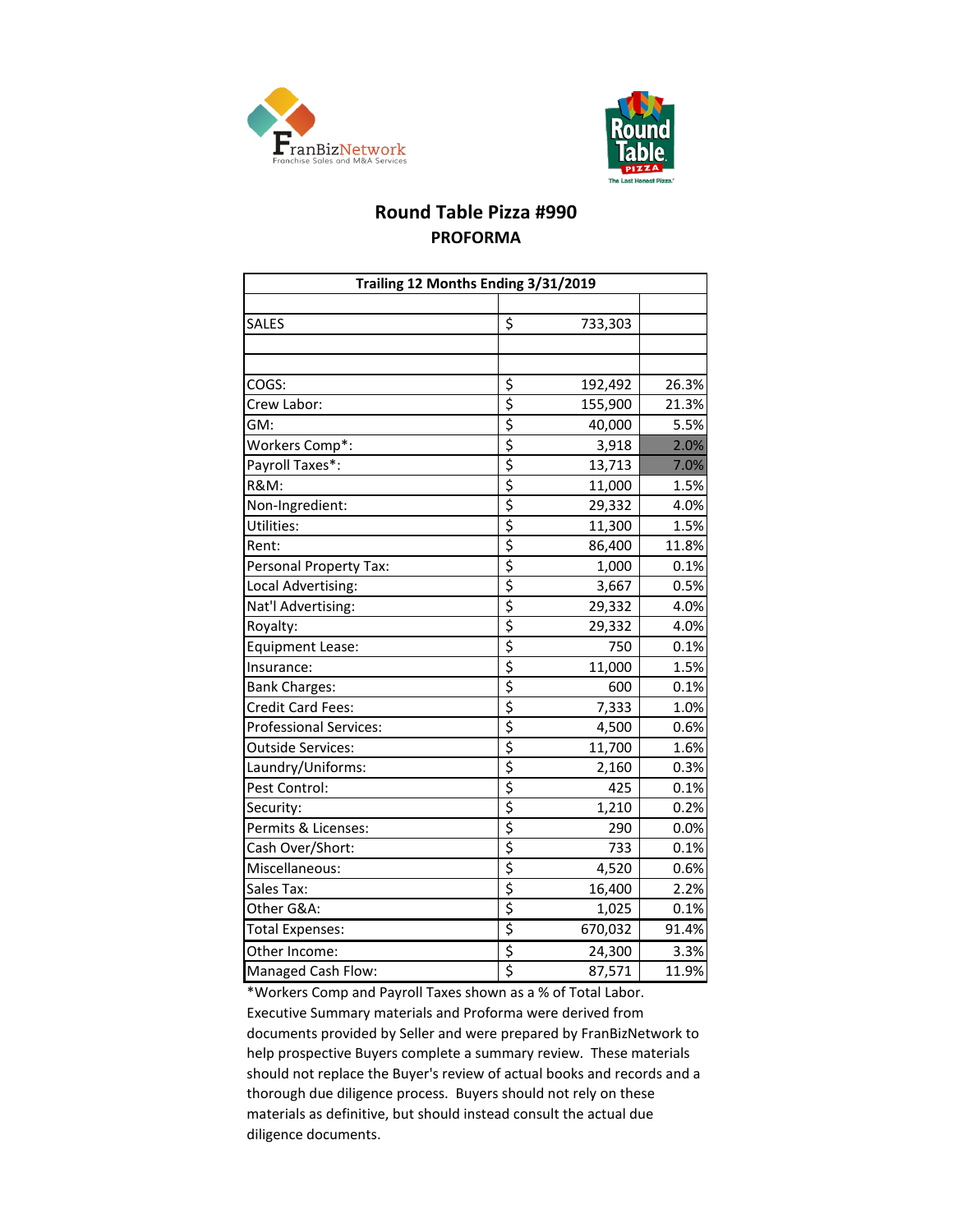## Round Table Pizza #990

### PROFORMA

| Trailing 12 Months Ending 3/31/2019 | | |
|---|---|---|
| | | |
| SALES | $ 733,303 | |
| | | |
| | | |
| COGS: | $ 192,492 | 26.3% |
| Crew Labor: | $ 155,900 | 21.3% |
| GM: | $ 40,000 | 5.5% |
| Workers Comp*: | $ 3,918 | 2.0% |
| Payroll Taxes*: | $ 13,713 | 7.0% |
| R&M: | $ 11,000 | 1.5% |
| Non-Ingredient: | $ 29,332 | 4.0% |
| Utilities: | $ 11,300 | 1.5% |
| Rent: | $ 86,400 | 11.8% |
| Personal Property Tax: | $ 1,000 | 0.1% |
| Local Advertising: | $ 3,667 | 0.5% |
| Nat'l Advertising: | $ 29,332 | 4.0% |
| Royalty: | $ 29,332 | 4.0% |
| Equipment Lease: | $ 750 | 0.1% |
| Insurance: | $ 11,000 | 1.5% |
| Bank Charges: | $ 600 | 0.1% |
| Credit Card Fees: | $ 7,333 | 1.0% |
| Professional Services: | $ 4,500 | 0.6% |
| Outside Services: | $ 11,700 | 1.6% |
| Laundry/Uniforms: | $ 2,160 | 0.3% |
| Pest Control: | $ 425 | 0.1% |
| Security: | $ 1,210 | 0.2% |
| Permits & Licenses: | $ 290 | 0.0% |
| Cash Over/Short: | $ 733 | 0.1% |
| Miscellaneous: | $ 4,520 | 0.6% |
| Sales Tax: | $ 16,400 | 2.2% |
| Other G&A: | $ 1,025 | 0.1% |
| Total Expenses: | $ 670,032 | 91.4% |
| Other Income: | $ 24,300 | 3.3% |
| Managed Cash Flow: | $ 87,571 | 11.9% |

*Workers Comp and Payroll Taxes shown as a % of Total Labor.

Executive Summary materials and Proforma were derived from documents provided by Seller and were prepared by FranBizNetwork to help prospective Buyers complete a summary review. These materials should not replace the Buyer's review of actual books and records and a thorough due diligence process. Buyers should not rely on these materials as definitive, but should instead consult the actual due diligence documents.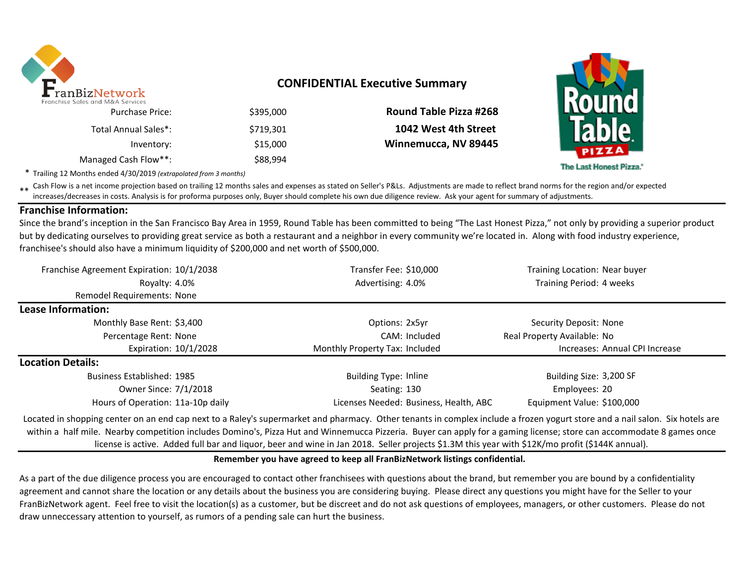FranBizNetwork
Franchise Sales and M&A Services

# CONFIDENTIAL Executive Summary

| | | |
|---|---|---|
| Purchase Price: | $395,000 | **Round Table Pizza #268** |
| Total Annual Sales*: | $719,301 | **1042 West 4th Street** |
| Inventory: | $15,000 | **Winnemucca, NV 89445** |
| Managed Cash Flow**: | $88,994 | |

\* Trailing 12 Months ended 4/30/2019 *(extrapolated from 3 months)*

** Cash Flow is a net income projection based on trailing 12 months sales and expenses as stated on Seller's P&Ls. Adjustments are made to reflect brand norms for the region and/or expected increases/decreases in costs. Analysis is for proforma purposes only, Buyer should complete his own due diligence review. Ask your agent for summary of adjustments.

Round Table Pizza — The Last Honest Pizza.

## Franchise Information:

Since the brand's inception in the San Francisco Bay Area in 1959, Round Table has been committed to being "The Last Honest Pizza," not only by providing a superior product but by dedicating ourselves to providing great service as both a restaurant and a neighbor in every community we're located in. Along with food industry experience, franchisee's should also have a minimum liquidity of $200,000 and net worth of $500,000.

| | | | | | |
|---|---|---|---|---|---|
| Franchise Agreement Expiration: | 10/1/2038 | Transfer Fee: | $10,000 | Training Location: | Near buyer |
| Royalty: | 4.0% | Advertising: | 4.0% | Training Period: | 4 weeks |
| Remodel Requirements: | None | | | | |

## Lease Information:

| | | | | | |
|---|---|---|---|---|---|
| Monthly Base Rent: | $3,400 | Options: | 2x5yr | Security Deposit: | None |
| Percentage Rent: | None | CAM: | Included | Real Property Available: | No |
| Expiration: | 10/1/2028 | Monthly Property Tax: | Included | Increases: | Annual CPI Increase |

## Location Details:

| | | | | | |
|---|---|---|---|---|---|
| Business Established: | 1985 | Building Type: | Inline | Building Size: | 3,200 SF |
| Owner Since: | 7/1/2018 | Seating: | 130 | Employees: | 20 |
| Hours of Operation: | 11a-10p daily | Licenses Needed: | Business, Health, ABC | Equipment Value: | $100,000 |

Located in shopping center on an end cap next to a Raley's supermarket and pharmacy. Other tenants in complex include a frozen yogurt store and a nail salon. Six hotels are within a half mile. Nearby competition includes Domino's, Pizza Hut and Winnemucca Pizzeria. Buyer can apply for a gaming license; store can accommodate 8 games once license is active. Added full bar and liquor, beer and wine in Jan 2018. Seller projects $1.3M this year with $12K/mo profit ($144K annual).

**Remember you have agreed to keep all FranBizNetwork listings confidential.**

As a part of the due diligence process you are encouraged to contact other franchisees with questions about the brand, but remember you are bound by a confidentiality agreement and cannot share the location or any details about the business you are considering buying. Please direct any questions you might have for the Seller to your FranBizNetwork agent. Feel free to visit the location(s) as a customer, but be discreet and do not ask questions of employees, managers, or other customers. Please do not draw unneccessary attention to yourself, as rumors of a pending sale can hurt the business.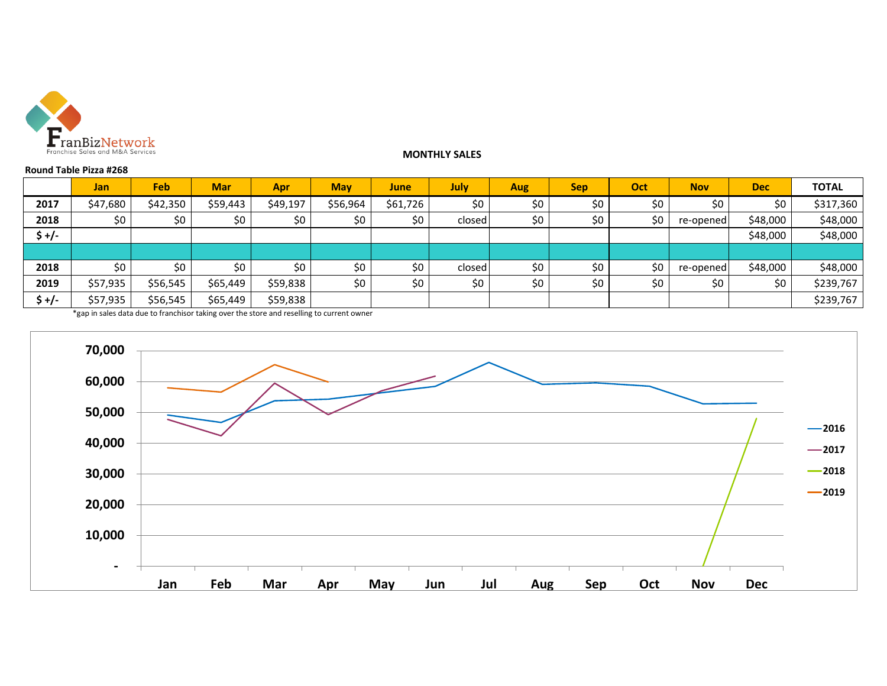FranBizNetwork
Franchise Sales and M&A Services

**MONTHLY SALES**

**Round Table Pizza #268**

| | Jan | Feb | Mar | Apr | May | June | July | Aug | Sep | Oct | Nov | Dec | TOTAL |
|---|---|---|---|---|---|---|---|---|---|---|---|---|---|
| **2017** | $47,680 | $42,350 | $59,443 | $49,197 | $56,964 | $61,726 | $0 | $0 | $0 | $0 | $0 | $0 | $317,360 |
| **2018** | $0 | $0 | $0 | $0 | $0 | $0 | closed | $0 | $0 | $0 | re-opened | $48,000 | $48,000 |
| **$ +/-** | | | | | | | | | | | | $48,000 | $48,000 |
| | | | | | | | | | | | | | |
| **2018** | $0 | $0 | $0 | $0 | $0 | $0 | closed | $0 | $0 | $0 | re-opened | $48,000 | $48,000 |
| **2019** | $57,935 | $56,545 | $65,449 | $59,838 | $0 | $0 | $0 | $0 | $0 | $0 | $0 | $0 | $239,767 |
| **$ +/-** | $57,935 | $56,545 | $65,449 | $59,838 | | | | | | | | | $239,767 |

*gap in sales data due to franchisor taking over the store and reselling to current owner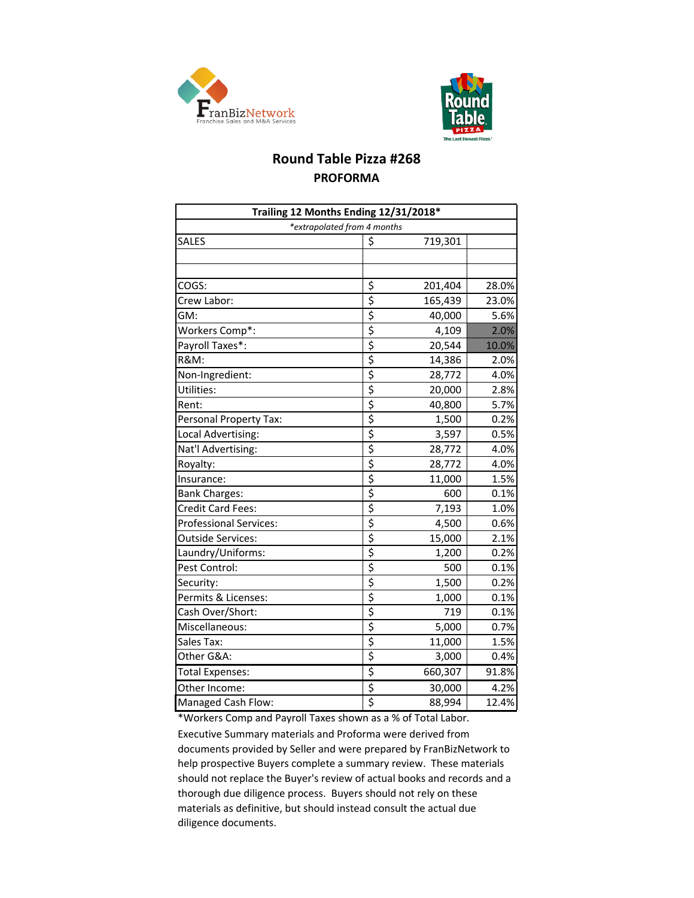FranBizNetwork
Franchise Sales and M&A Services

Round Table PIZZA
The Last Honest Pizza.

# Round Table Pizza #268

## PROFORMA

| Trailing 12 Months Ending 12/31/2018* | | |
|---|---|---|
| *extrapolated from 4 months* | | |
| SALES | $ 719,301 | |
| | | |
| | | |
| COGS: | $ 201,404 | 28.0% |
| Crew Labor: | $ 165,439 | 23.0% |
| GM: | $ 40,000 | 5.6% |
| Workers Comp*: | $ 4,109 | 2.0% |
| Payroll Taxes*: | $ 20,544 | 10.0% |
| R&M: | $ 14,386 | 2.0% |
| Non-Ingredient: | $ 28,772 | 4.0% |
| Utilities: | $ 20,000 | 2.8% |
| Rent: | $ 40,800 | 5.7% |
| Personal Property Tax: | $ 1,500 | 0.2% |
| Local Advertising: | $ 3,597 | 0.5% |
| Nat'l Advertising: | $ 28,772 | 4.0% |
| Royalty: | $ 28,772 | 4.0% |
| Insurance: | $ 11,000 | 1.5% |
| Bank Charges: | $ 600 | 0.1% |
| Credit Card Fees: | $ 7,193 | 1.0% |
| Professional Services: | $ 4,500 | 0.6% |
| Outside Services: | $ 15,000 | 2.1% |
| Laundry/Uniforms: | $ 1,200 | 0.2% |
| Pest Control: | $ 500 | 0.1% |
| Security: | $ 1,500 | 0.2% |
| Permits & Licenses: | $ 1,000 | 0.1% |
| Cash Over/Short: | $ 719 | 0.1% |
| Miscellaneous: | $ 5,000 | 0.7% |
| Sales Tax: | $ 11,000 | 1.5% |
| Other G&A: | $ 3,000 | 0.4% |
| Total Expenses: | $ 660,307 | 91.8% |
| Other Income: | $ 30,000 | 4.2% |
| Managed Cash Flow: | $ 88,994 | 12.4% |

*Workers Comp and Payroll Taxes shown as a % of Total Labor.

Executive Summary materials and Proforma were derived from documents provided by Seller and were prepared by FranBizNetwork to help prospective Buyers complete a summary review. These materials should not replace the Buyer's review of actual books and records and a thorough due diligence process. Buyers should not rely on these materials as definitive, but should instead consult the actual due diligence documents.